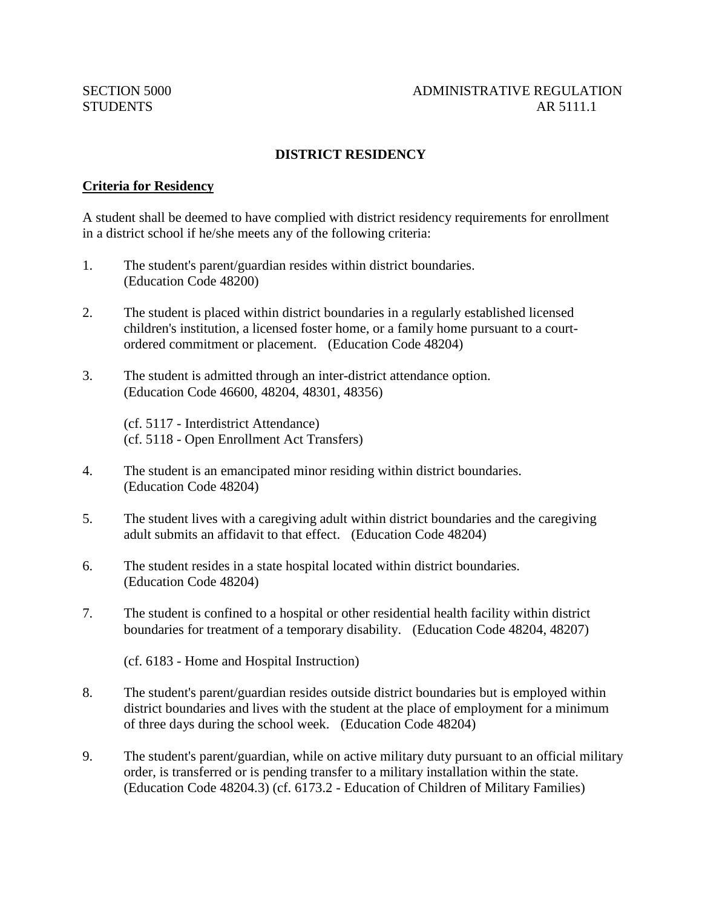SECTION 5000 ADMINISTRATIVE REGULATION
STUDENTS AR 5111.1

# DISTRICT RESIDENCY

## Criteria for Residency

A student shall be deemed to have complied with district residency requirements for enrollment in a district school if he/she meets any of the following criteria:

1. The student's parent/guardian resides within district boundaries. (Education Code 48200)

2. The student is placed within district boundaries in a regularly established licensed children's institution, a licensed foster home, or a family home pursuant to a court-ordered commitment or placement. (Education Code 48204)

3. The student is admitted through an inter-district attendance option. (Education Code 46600, 48204, 48301, 48356)

   (cf. 5117 - Interdistrict Attendance)
   (cf. 5118 - Open Enrollment Act Transfers)

4. The student is an emancipated minor residing within district boundaries. (Education Code 48204)

5. The student lives with a caregiving adult within district boundaries and the caregiving adult submits an affidavit to that effect. (Education Code 48204)

6. The student resides in a state hospital located within district boundaries. (Education Code 48204)

7. The student is confined to a hospital or other residential health facility within district boundaries for treatment of a temporary disability. (Education Code 48204, 48207)

   (cf. 6183 - Home and Hospital Instruction)

8. The student's parent/guardian resides outside district boundaries but is employed within district boundaries and lives with the student at the place of employment for a minimum of three days during the school week. (Education Code 48204)

9. The student's parent/guardian, while on active military duty pursuant to an official military order, is transferred or is pending transfer to a military installation within the state. (Education Code 48204.3) (cf. 6173.2 - Education of Children of Military Families)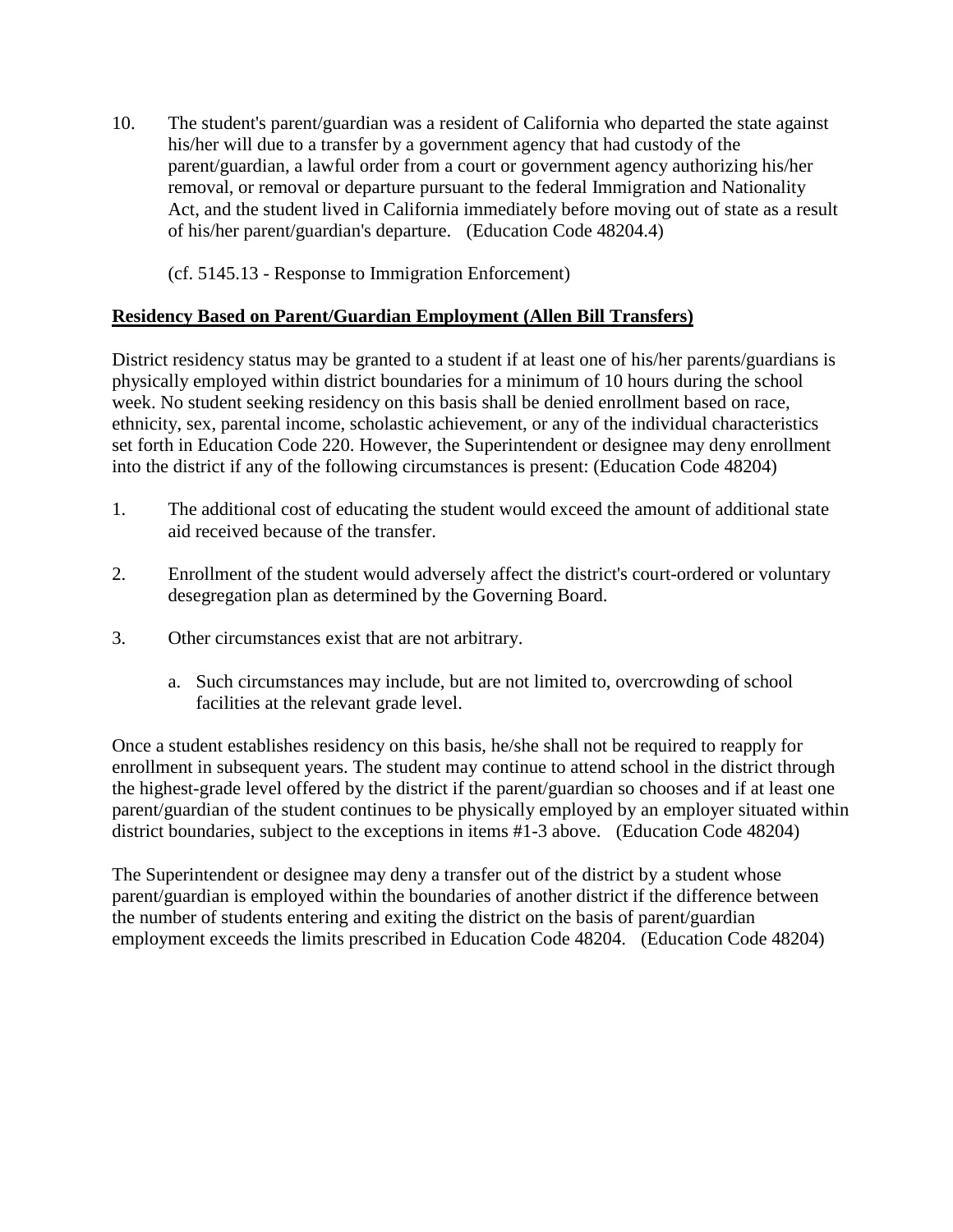10. The student's parent/guardian was a resident of California who departed the state against his/her will due to a transfer by a government agency that had custody of the parent/guardian, a lawful order from a court or government agency authorizing his/her removal, or removal or departure pursuant to the federal Immigration and Nationality Act, and the student lived in California immediately before moving out of state as a result of his/her parent/guardian's departure. (Education Code 48204.4)

    (cf. 5145.13 - Response to Immigration Enforcement)

**Residency Based on Parent/Guardian Employment (Allen Bill Transfers)**

District residency status may be granted to a student if at least one of his/her parents/guardians is physically employed within district boundaries for a minimum of 10 hours during the school week. No student seeking residency on this basis shall be denied enrollment based on race, ethnicity, sex, parental income, scholastic achievement, or any of the individual characteristics set forth in Education Code 220. However, the Superintendent or designee may deny enrollment into the district if any of the following circumstances is present: (Education Code 48204)

1. The additional cost of educating the student would exceed the amount of additional state aid received because of the transfer.

2. Enrollment of the student would adversely affect the district's court-ordered or voluntary desegregation plan as determined by the Governing Board.

3. Other circumstances exist that are not arbitrary.

    a. Such circumstances may include, but are not limited to, overcrowding of school facilities at the relevant grade level.

Once a student establishes residency on this basis, he/she shall not be required to reapply for enrollment in subsequent years. The student may continue to attend school in the district through the highest-grade level offered by the district if the parent/guardian so chooses and if at least one parent/guardian of the student continues to be physically employed by an employer situated within district boundaries, subject to the exceptions in items #1-3 above. (Education Code 48204)

The Superintendent or designee may deny a transfer out of the district by a student whose parent/guardian is employed within the boundaries of another district if the difference between the number of students entering and exiting the district on the basis of parent/guardian employment exceeds the limits prescribed in Education Code 48204. (Education Code 48204)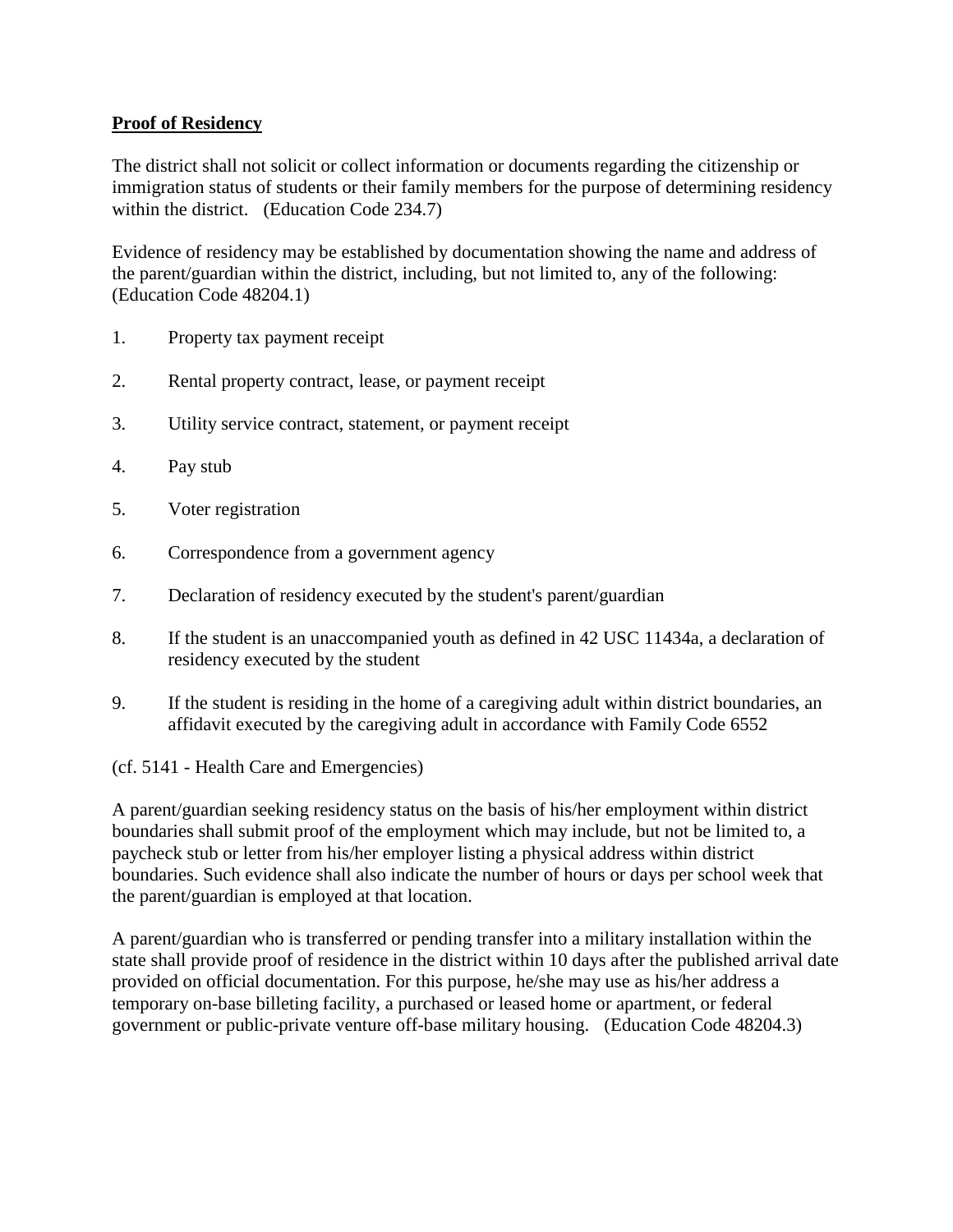**Proof of Residency**

The district shall not solicit or collect information or documents regarding the citizenship or immigration status of students or their family members for the purpose of determining residency within the district. (Education Code 234.7)

Evidence of residency may be established by documentation showing the name and address of the parent/guardian within the district, including, but not limited to, any of the following: (Education Code 48204.1)

1. Property tax payment receipt
2. Rental property contract, lease, or payment receipt
3. Utility service contract, statement, or payment receipt
4. Pay stub
5. Voter registration
6. Correspondence from a government agency
7. Declaration of residency executed by the student's parent/guardian
8. If the student is an unaccompanied youth as defined in 42 USC 11434a, a declaration of residency executed by the student
9. If the student is residing in the home of a caregiving adult within district boundaries, an affidavit executed by the caregiving adult in accordance with Family Code 6552

(cf. 5141 - Health Care and Emergencies)

A parent/guardian seeking residency status on the basis of his/her employment within district boundaries shall submit proof of the employment which may include, but not be limited to, a paycheck stub or letter from his/her employer listing a physical address within district boundaries. Such evidence shall also indicate the number of hours or days per school week that the parent/guardian is employed at that location.

A parent/guardian who is transferred or pending transfer into a military installation within the state shall provide proof of residence in the district within 10 days after the published arrival date provided on official documentation. For this purpose, he/she may use as his/her address a temporary on-base billeting facility, a purchased or leased home or apartment, or federal government or public-private venture off-base military housing. (Education Code 48204.3)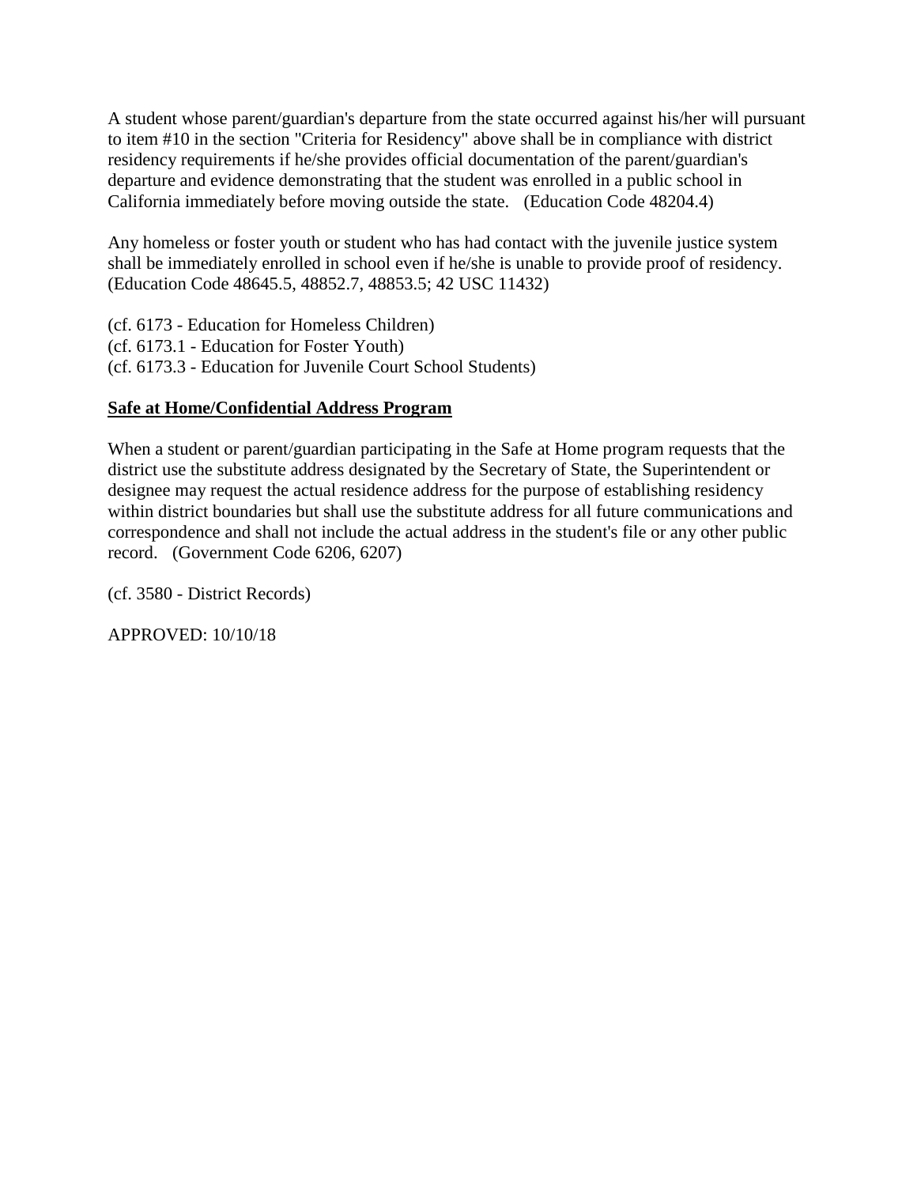A student whose parent/guardian's departure from the state occurred against his/her will pursuant to item #10 in the section "Criteria for Residency" above shall be in compliance with district residency requirements if he/she provides official documentation of the parent/guardian's departure and evidence demonstrating that the student was enrolled in a public school in California immediately before moving outside the state. (Education Code 48204.4)

Any homeless or foster youth or student who has had contact with the juvenile justice system shall be immediately enrolled in school even if he/she is unable to provide proof of residency. (Education Code 48645.5, 48852.7, 48853.5; 42 USC 11432)

(cf. 6173 - Education for Homeless Children)
(cf. 6173.1 - Education for Foster Youth)
(cf. 6173.3 - Education for Juvenile Court School Students)

**Safe at Home/Confidential Address Program**

When a student or parent/guardian participating in the Safe at Home program requests that the district use the substitute address designated by the Secretary of State, the Superintendent or designee may request the actual residence address for the purpose of establishing residency within district boundaries but shall use the substitute address for all future communications and correspondence and shall not include the actual address in the student's file or any other public record. (Government Code 6206, 6207)

(cf. 3580 - District Records)

APPROVED: 10/10/18